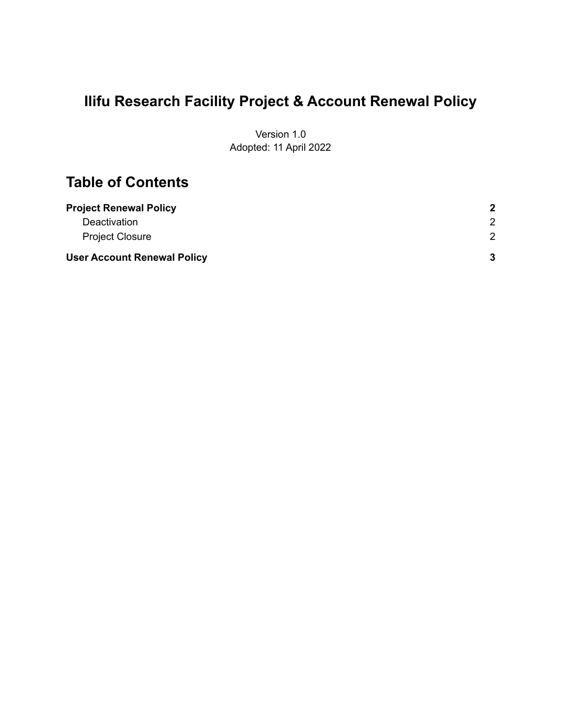# Ilifu Research Facility Project & Account Renewal Policy

Version 1.0
Adopted: 11 April 2022

## Table of Contents

**Project Renewal Policy** **2**
- Deactivation 2
- Project Closure 2

**User Account Renewal Policy** **3**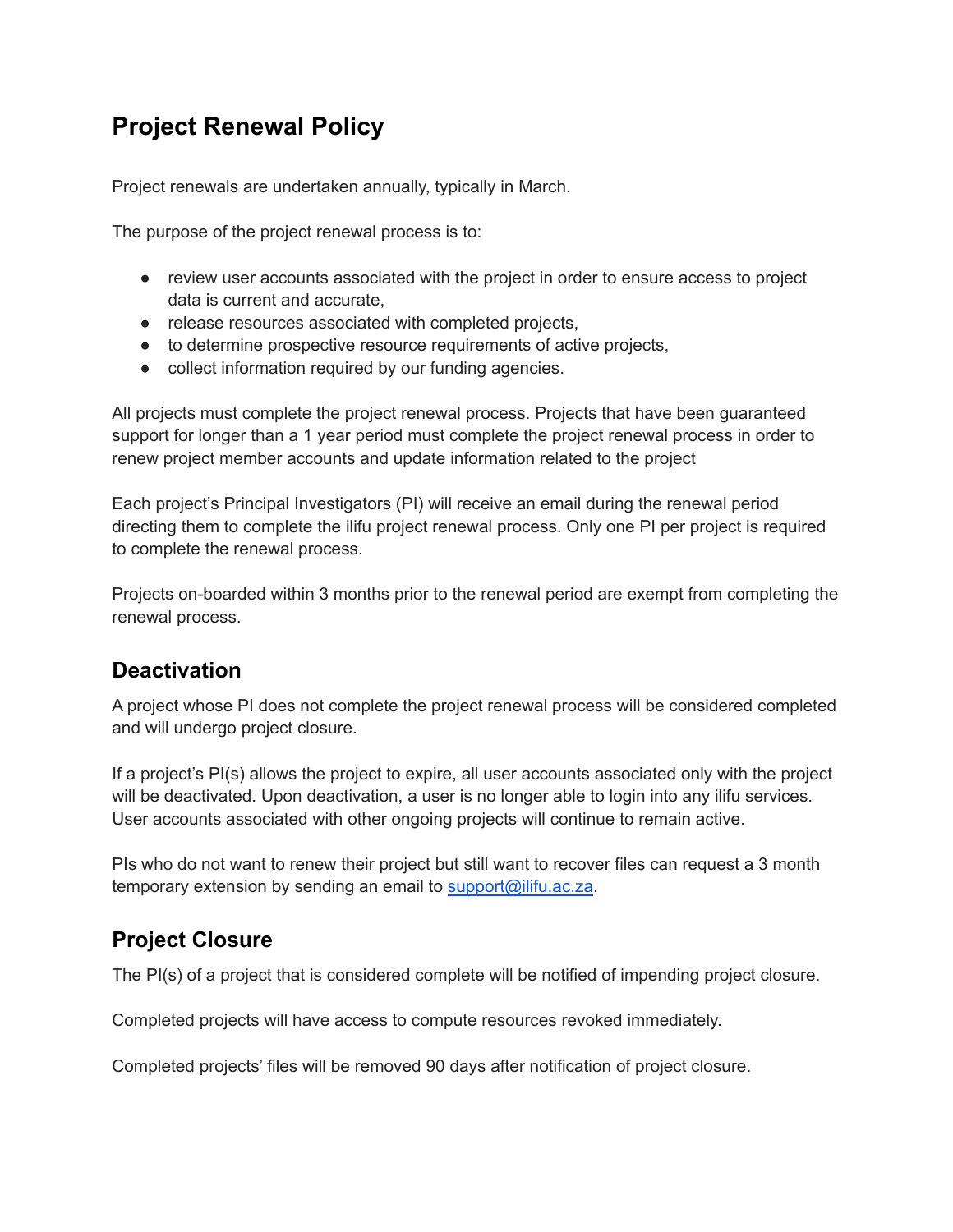# Project Renewal Policy

Project renewals are undertaken annually, typically in March.

The purpose of the project renewal process is to:

- review user accounts associated with the project in order to ensure access to project data is current and accurate,
- release resources associated with completed projects,
- to determine prospective resource requirements of active projects,
- collect information required by our funding agencies.

All projects must complete the project renewal process. Projects that have been guaranteed support for longer than a 1 year period must complete the project renewal process in order to renew project member accounts and update information related to the project

Each project's Principal Investigators (PI) will receive an email during the renewal period directing them to complete the ilifu project renewal process. Only one PI per project is required to complete the renewal process.

Projects on-boarded within 3 months prior to the renewal period are exempt from completing the renewal process.

## Deactivation

A project whose PI does not complete the project renewal process will be considered completed and will undergo project closure.

If a project's PI(s) allows the project to expire, all user accounts associated only with the project will be deactivated. Upon deactivation, a user is no longer able to login into any ilifu services. User accounts associated with other ongoing projects will continue to remain active.

PIs who do not want to renew their project but still want to recover files can request a 3 month temporary extension by sending an email to [support@ilifu.ac.za](mailto:support@ilifu.ac.za).

## Project Closure

The PI(s) of a project that is considered complete will be notified of impending project closure.

Completed projects will have access to compute resources revoked immediately.

Completed projects' files will be removed 90 days after notification of project closure.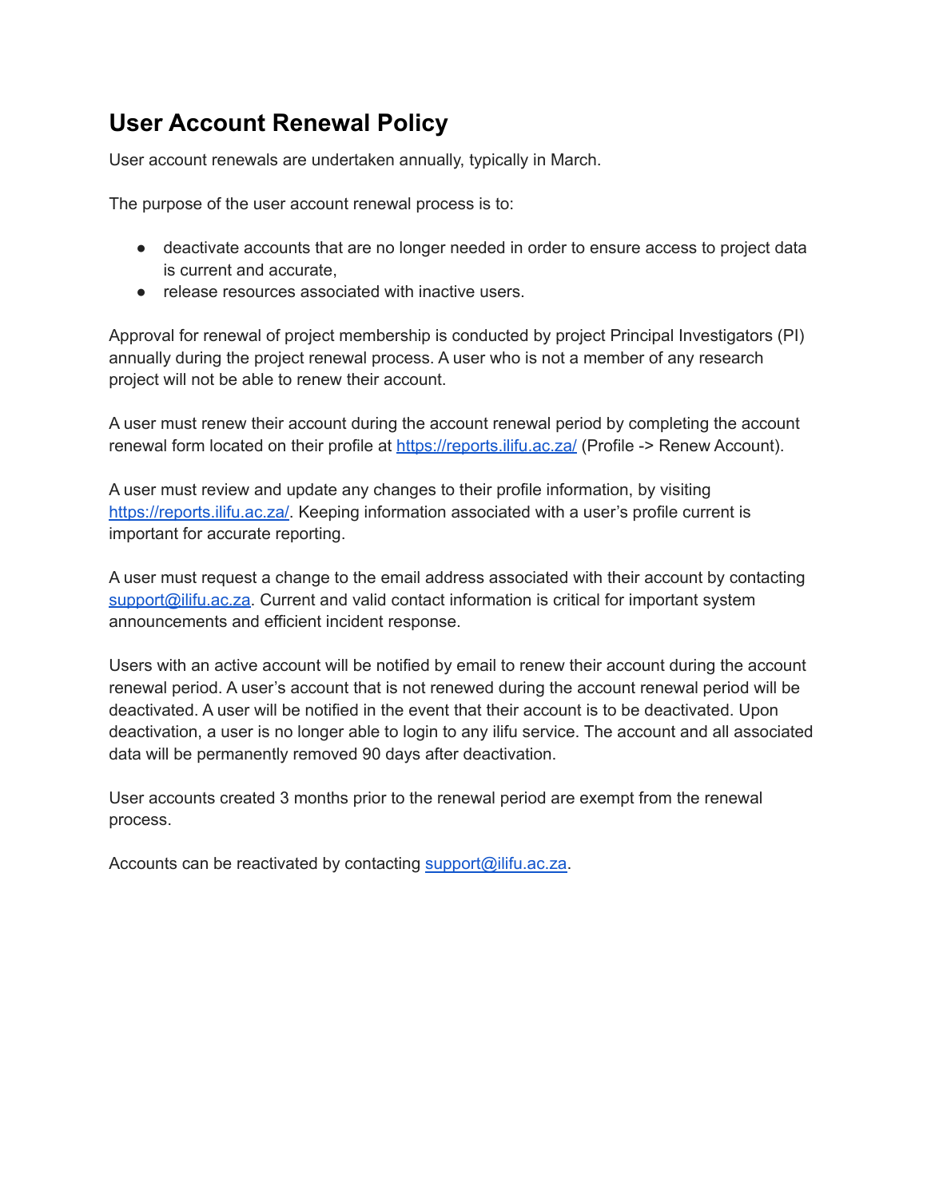# User Account Renewal Policy

User account renewals are undertaken annually, typically in March.

The purpose of the user account renewal process is to:

- deactivate accounts that are no longer needed in order to ensure access to project data is current and accurate,
- release resources associated with inactive users.

Approval for renewal of project membership is conducted by project Principal Investigators (PI) annually during the project renewal process. A user who is not a member of any research project will not be able to renew their account.

A user must renew their account during the account renewal period by completing the account renewal form located on their profile at [https://reports.ilifu.ac.za/](https://reports.ilifu.ac.za/) (Profile -> Renew Account).

A user must review and update any changes to their profile information, by visiting [https://reports.ilifu.ac.za/](https://reports.ilifu.ac.za/). Keeping information associated with a user's profile current is important for accurate reporting.

A user must request a change to the email address associated with their account by contacting [support@ilifu.ac.za](mailto:support@ilifu.ac.za). Current and valid contact information is critical for important system announcements and efficient incident response.

Users with an active account will be notified by email to renew their account during the account renewal period. A user's account that is not renewed during the account renewal period will be deactivated. A user will be notified in the event that their account is to be deactivated. Upon deactivation, a user is no longer able to login to any ilifu service. The account and all associated data will be permanently removed 90 days after deactivation.

User accounts created 3 months prior to the renewal period are exempt from the renewal process.

Accounts can be reactivated by contacting [support@ilifu.ac.za](mailto:support@ilifu.ac.za).